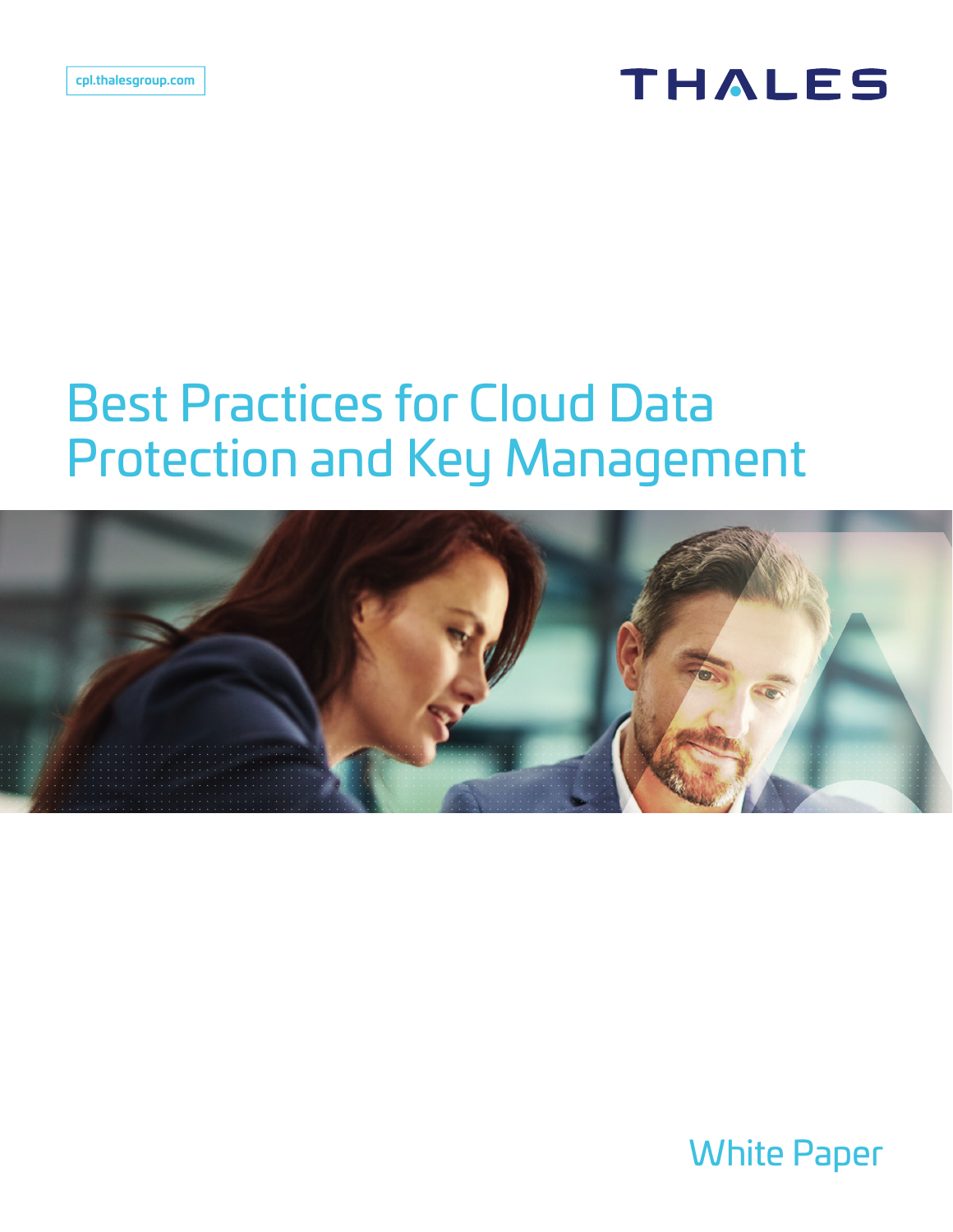cpl.thalesgroup.com

THALES

# Best Practices for Cloud Data Protection and Key Management

White Paper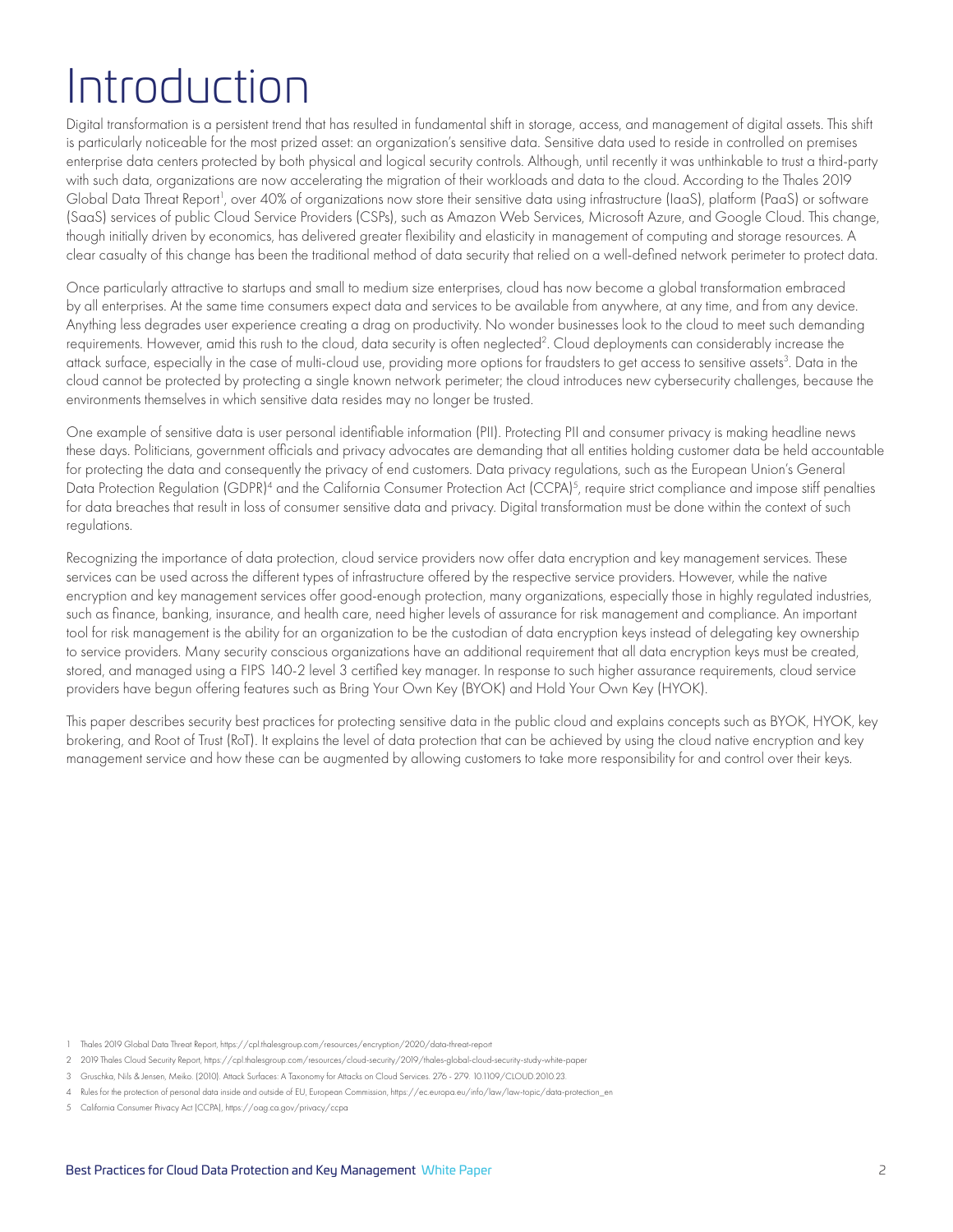# Introduction

Digital transformation is a persistent trend that has resulted in fundamental shift in storage, access, and management of digital assets. This shift is particularly noticeable for the most prized asset: an organization's sensitive data. Sensitive data used to reside in controlled on premises enterprise data centers protected by both physical and logical security controls. Although, until recently it was unthinkable to trust a third-party with such data, organizations are now accelerating the migration of their workloads and data to the cloud. According to the Thales 2019 Global Data Threat Report[1], over 40% of organizations now store their sensitive data using infrastructure (IaaS), platform (PaaS) or software (SaaS) services of public Cloud Service Providers (CSPs), such as Amazon Web Services, Microsoft Azure, and Google Cloud. This change, though initially driven by economics, has delivered greater flexibility and elasticity in management of computing and storage resources. A clear casualty of this change has been the traditional method of data security that relied on a well-defined network perimeter to protect data.

Once particularly attractive to startups and small to medium size enterprises, cloud has now become a global transformation embraced by all enterprises. At the same time consumers expect data and services to be available from anywhere, at any time, and from any device. Anything less degrades user experience creating a drag on productivity. No wonder businesses look to the cloud to meet such demanding requirements. However, amid this rush to the cloud, data security is often neglected[2]. Cloud deployments can considerably increase the attack surface, especially in the case of multi-cloud use, providing more options for fraudsters to get access to sensitive assets[3]. Data in the cloud cannot be protected by protecting a single known network perimeter; the cloud introduces new cybersecurity challenges, because the environments themselves in which sensitive data resides may no longer be trusted.

One example of sensitive data is user personal identifiable information (PII). Protecting PII and consumer privacy is making headline news these days. Politicians, government officials and privacy advocates are demanding that all entities holding customer data be held accountable for protecting the data and consequently the privacy of end customers. Data privacy regulations, such as the European Union's General Data Protection Regulation (GDPR)[4] and the California Consumer Protection Act (CCPA)[5], require strict compliance and impose stiff penalties for data breaches that result in loss of consumer sensitive data and privacy. Digital transformation must be done within the context of such regulations.

Recognizing the importance of data protection, cloud service providers now offer data encryption and key management services. These services can be used across the different types of infrastructure offered by the respective service providers. However, while the native encryption and key management services offer good-enough protection, many organizations, especially those in highly regulated industries, such as finance, banking, insurance, and health care, need higher levels of assurance for risk management and compliance. An important tool for risk management is the ability for an organization to be the custodian of data encryption keys instead of delegating key ownership to service providers. Many security conscious organizations have an additional requirement that all data encryption keys must be created, stored, and managed using a FIPS 140-2 level 3 certified key manager. In response to such higher assurance requirements, cloud service providers have begun offering features such as Bring Your Own Key (BYOK) and Hold Your Own Key (HYOK).

This paper describes security best practices for protecting sensitive data in the public cloud and explains concepts such as BYOK, HYOK, key brokering, and Root of Trust (RoT). It explains the level of data protection that can be achieved by using the cloud native encryption and key management service and how these can be augmented by allowing customers to take more responsibility for and control over their keys.

1 Thales 2019 Global Data Threat Report, https://cpl.thalesgroup.com/resources/encryption/2020/data-threat-report

2 2019 Thales Cloud Security Report, https://cpl.thalesgroup.com/resources/cloud-security/2019/thales-global-cloud-security-study-white-paper

3 Gruschka, Nils & Jensen, Meiko. (2010). Attack Surfaces: A Taxonomy for Attacks on Cloud Services. 276 - 279. 10.1109/CLOUD.2010.23.

4 Rules for the protection of personal data inside and outside of EU, European Commission, https://ec.europa.eu/info/law/law-topic/data-protection_en

5 California Consumer Privacy Act (CCPA), https://oag.ca.gov/privacy/ccpa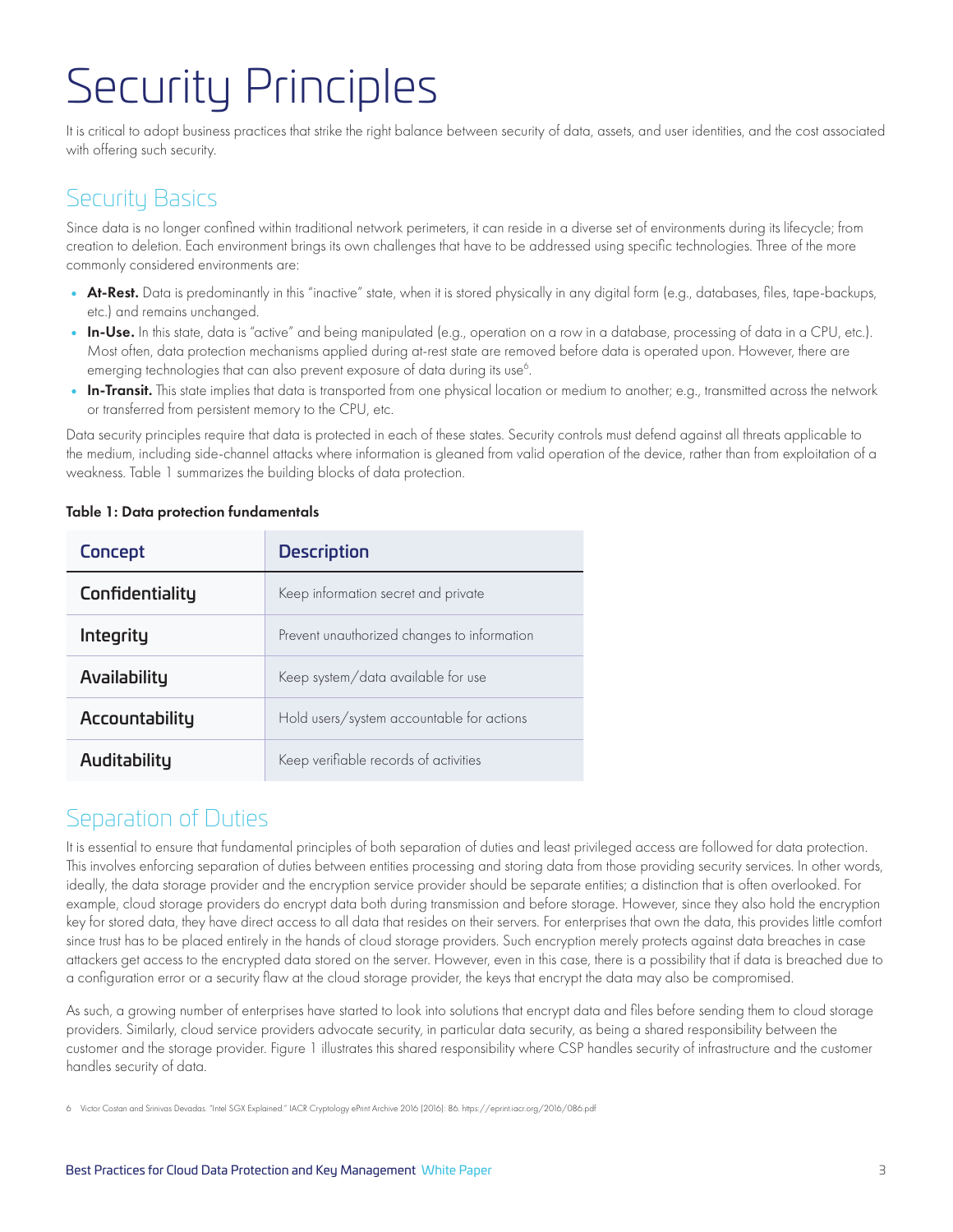# Security Principles

It is critical to adopt business practices that strike the right balance between security of data, assets, and user identities, and the cost associated with offering such security.

## Security Basics

Since data is no longer confined within traditional network perimeters, it can reside in a diverse set of environments during its lifecycle; from creation to deletion. Each environment brings its own challenges that have to be addressed using specific technologies. Three of the more commonly considered environments are:

- **At-Rest.** Data is predominantly in this "inactive" state, when it is stored physically in any digital form (e.g., databases, files, tape-backups, etc.) and remains unchanged.
- **In-Use.** In this state, data is "active" and being manipulated (e.g., operation on a row in a database, processing of data in a CPU, etc.). Most often, data protection mechanisms applied during at-rest state are removed before data is operated upon. However, there are emerging technologies that can also prevent exposure of data during its use[6].
- **In-Transit.** This state implies that data is transported from one physical location or medium to another; e.g., transmitted across the network or transferred from persistent memory to the CPU, etc.

Data security principles require that data is protected in each of these states. Security controls must defend against all threats applicable to the medium, including side-channel attacks where information is gleaned from valid operation of the device, rather than from exploitation of a weakness. Table 1 summarizes the building blocks of data protection.

**Table 1: Data protection fundamentals**

| Concept | Description |
|---|---|
| **Confidentiality** | Keep information secret and private |
| **Integrity** | Prevent unauthorized changes to information |
| **Availability** | Keep system/data available for use |
| **Accountability** | Hold users/system accountable for actions |
| **Auditability** | Keep verifiable records of activities |

## Separation of Duties

It is essential to ensure that fundamental principles of both separation of duties and least privileged access are followed for data protection. This involves enforcing separation of duties between entities processing and storing data from those providing security services. In other words, ideally, the data storage provider and the encryption service provider should be separate entities; a distinction that is often overlooked. For example, cloud storage providers do encrypt data both during transmission and before storage. However, since they also hold the encryption key for stored data, they have direct access to all data that resides on their servers. For enterprises that own the data, this provides little comfort since trust has to be placed entirely in the hands of cloud storage providers. Such encryption merely protects against data breaches in case attackers get access to the encrypted data stored on the server. However, even in this case, there is a possibility that if data is breached due to a configuration error or a security flaw at the cloud storage provider, the keys that encrypt the data may also be compromised.

As such, a growing number of enterprises have started to look into solutions that encrypt data and files before sending them to cloud storage providers. Similarly, cloud service providers advocate security, in particular data security, as being a shared responsibility between the customer and the storage provider. Figure 1 illustrates this shared responsibility where CSP handles security of infrastructure and the customer handles security of data.

6 Victor Costan and Srinivas Devadas. "Intel SGX Explained." IACR Cryptology ePrint Archive 2016 (2016): 86. https://eprint.iacr.org/2016/086.pdf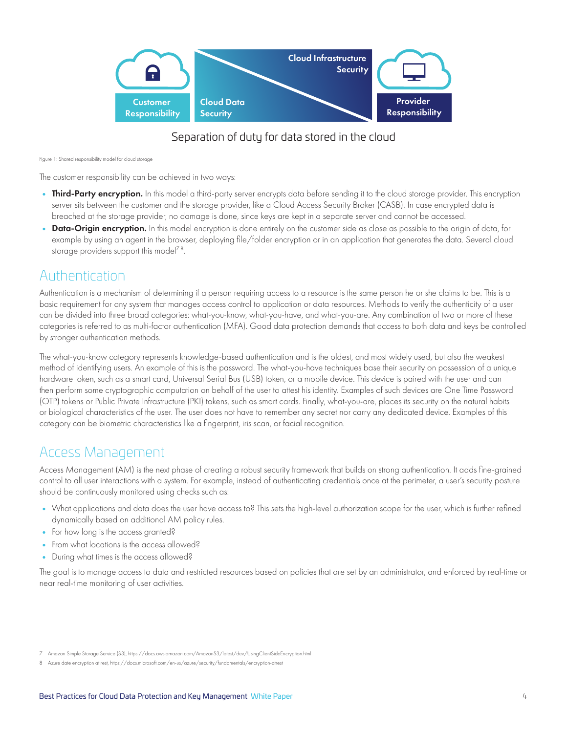Customer Responsibility

Cloud Data Security

Cloud Infrastructure Security

Provider Responsibility

Separation of duty for data stored in the cloud

Figure 1: Shared responsibility model for cloud storage

The customer responsibility can be achieved in two ways:

- **Third-Party encryption.** In this model a third-party server encrypts data before sending it to the cloud storage provider. This encryption server sits between the customer and the storage provider, like a Cloud Access Security Broker (CASB). In case encrypted data is breached at the storage provider, no damage is done, since keys are kept in a separate server and cannot be accessed.
- **Data-Origin encryption.** In this model encryption is done entirely on the customer side as close as possible to the origin of data, for example by using an agent in the browser, deploying file/folder encryption or in an application that generates the data. Several cloud storage providers support this model[7 8].

## Authentication

Authentication is a mechanism of determining if a person requiring access to a resource is the same person he or she claims to be. This is a basic requirement for any system that manages access control to application or data resources. Methods to verify the authenticity of a user can be divided into three broad categories: what-you-know, what-you-have, and what-you-are. Any combination of two or more of these categories is referred to as multi-factor authentication (MFA). Good data protection demands that access to both data and keys be controlled by stronger authentication methods.

The what-you-know category represents knowledge-based authentication and is the oldest, and most widely used, but also the weakest method of identifying users. An example of this is the password. The what-you-have techniques base their security on possession of a unique hardware token, such as a smart card, Universal Serial Bus (USB) token, or a mobile device. This device is paired with the user and can then perform some cryptographic computation on behalf of the user to attest his identity. Examples of such devices are One Time Password (OTP) tokens or Public Private Infrastructure (PKI) tokens, such as smart cards. Finally, what-you-are, places its security on the natural habits or biological characteristics of the user. The user does not have to remember any secret nor carry any dedicated device. Examples of this category can be biometric characteristics like a fingerprint, iris scan, or facial recognition.

## Access Management

Access Management (AM) is the next phase of creating a robust security framework that builds on strong authentication. It adds fine-grained control to all user interactions with a system. For example, instead of authenticating credentials once at the perimeter, a user's security posture should be continuously monitored using checks such as:

- What applications and data does the user have access to? This sets the high-level authorization scope for the user, which is further refined dynamically based on additional AM policy rules.
- For how long is the access granted?
- From what locations is the access allowed?
- During what times is the access allowed?

The goal is to manage access to data and restricted resources based on policies that are set by an administrator, and enforced by real-time or near real-time monitoring of user activities.

7 Amazon Simple Storage Service (S3), https://docs.aws.amazon.com/AmazonS3/latest/dev/UsingClientSideEncryption.html

8 Azure date encryption at rest, https://docs.microsoft.com/en-us/azure/security/fundamentals/encryption-atrest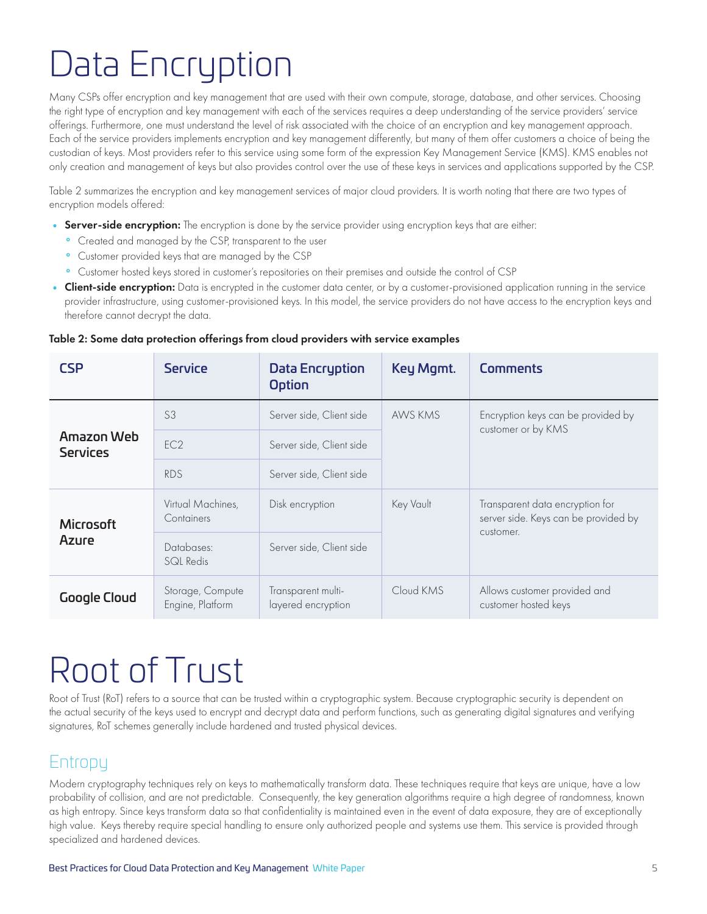# Data Encryption

Many CSPs offer encryption and key management that are used with their own compute, storage, database, and other services. Choosing the right type of encryption and key management with each of the services requires a deep understanding of the service providers' service offerings. Furthermore, one must understand the level of risk associated with the choice of an encryption and key management approach. Each of the service providers implements encryption and key management differently, but many of them offer customers a choice of being the custodian of keys. Most providers refer to this service using some form of the expression Key Management Service (KMS). KMS enables not only creation and management of keys but also provides control over the use of these keys in services and applications supported by the CSP.

Table 2 summarizes the encryption and key management services of major cloud providers. It is worth noting that there are two types of encryption models offered:

- **Server-side encryption:** The encryption is done by the service provider using encryption keys that are either:
  - Created and managed by the CSP, transparent to the user
  - Customer provided keys that are managed by the CSP
  - Customer hosted keys stored in customer's repositories on their premises and outside the control of CSP
- **Client-side encryption:** Data is encrypted in the customer data center, or by a customer-provisioned application running in the service provider infrastructure, using customer-provisioned keys. In this model, the service providers do not have access to the encryption keys and therefore cannot decrypt the data.

**Table 2: Some data protection offerings from cloud providers with service examples**

| CSP | Service | Data Encryption Option | Key Mgmt. | Comments |
|---|---|---|---|---|
| Amazon Web Services | S3 | Server side, Client side | AWS KMS | Encryption keys can be provided by customer or by KMS |
| | EC2 | Server side, Client side | | |
| | RDS | Server side, Client side | | |
| Microsoft Azure | Virtual Machines, Containers | Disk encryption | Key Vault | Transparent data encryption for server side. Keys can be provided by customer. |
| | Databases: SQL Redis | Server side, Client side | | |
| Google Cloud | Storage, Compute Engine, Platform | Transparent multi-layered encryption | Cloud KMS | Allows customer provided and customer hosted keys |

# Root of Trust

Root of Trust (RoT) refers to a source that can be trusted within a cryptographic system. Because cryptographic security is dependent on the actual security of the keys used to encrypt and decrypt data and perform functions, such as generating digital signatures and verifying signatures, RoT schemes generally include hardened and trusted physical devices.

## Entropy

Modern cryptography techniques rely on keys to mathematically transform data. These techniques require that keys are unique, have a low probability of collision, and are not predictable. Consequently, the key generation algorithms require a high degree of randomness, known as high entropy. Since keys transform data so that confidentiality is maintained even in the event of data exposure, they are of exceptionally high value. Keys thereby require special handling to ensure only authorized people and systems use them. This service is provided through specialized and hardened devices.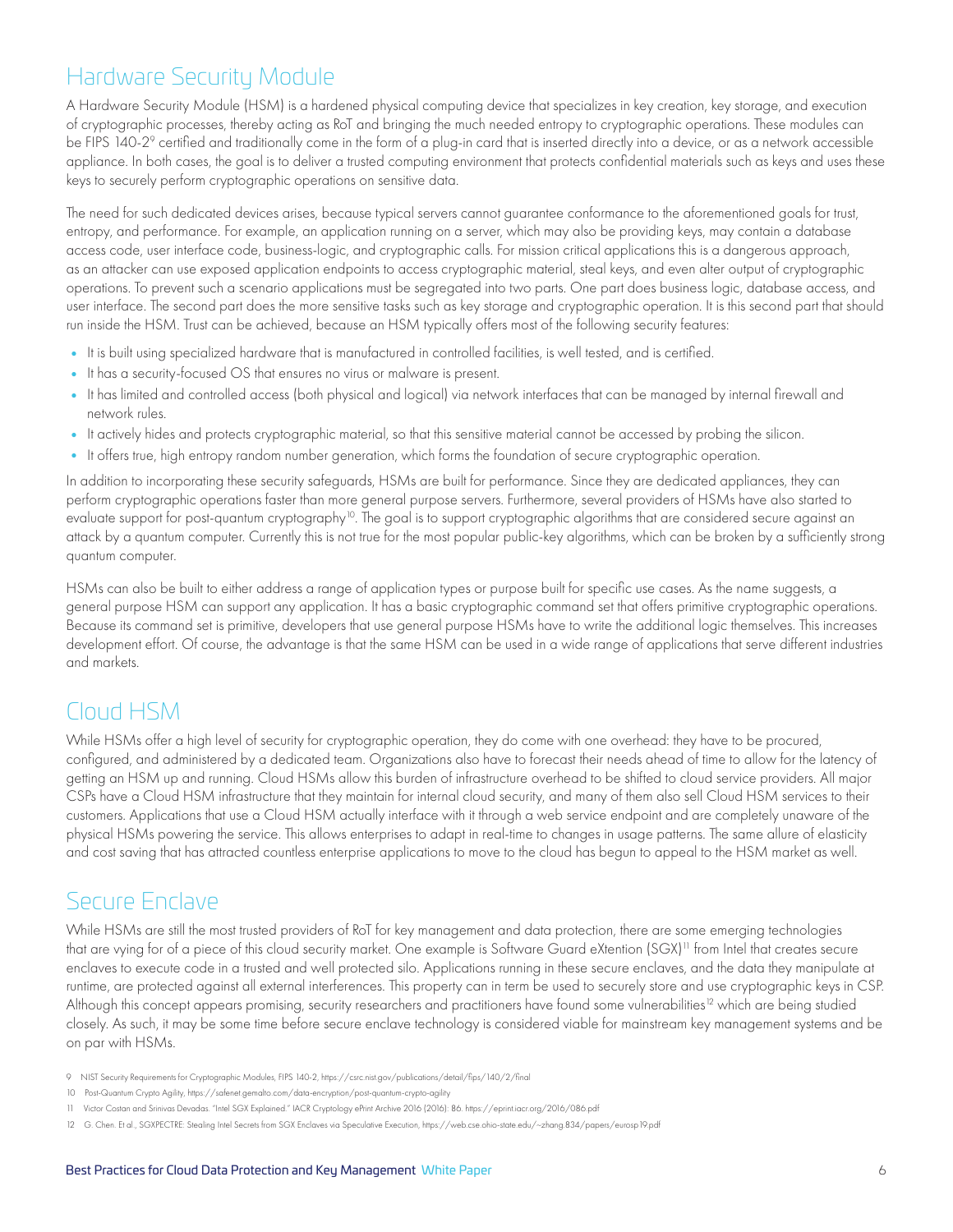## Hardware Security Module

A Hardware Security Module (HSM) is a hardened physical computing device that specializes in key creation, key storage, and execution of cryptographic processes, thereby acting as RoT and bringing the much needed entropy to cryptographic operations. These modules can be FIPS 140-2[9] certified and traditionally come in the form of a plug-in card that is inserted directly into a device, or as a network accessible appliance. In both cases, the goal is to deliver a trusted computing environment that protects confidential materials such as keys and uses these keys to securely perform cryptographic operations on sensitive data.

The need for such dedicated devices arises, because typical servers cannot guarantee conformance to the aforementioned goals for trust, entropy, and performance. For example, an application running on a server, which may also be providing keys, may contain a database access code, user interface code, business-logic, and cryptographic calls. For mission critical applications this is a dangerous approach, as an attacker can use exposed application endpoints to access cryptographic material, steal keys, and even alter output of cryptographic operations. To prevent such a scenario applications must be segregated into two parts. One part does business logic, database access, and user interface. The second part does the more sensitive tasks such as key storage and cryptographic operation. It is this second part that should run inside the HSM. Trust can be achieved, because an HSM typically offers most of the following security features:

- It is built using specialized hardware that is manufactured in controlled facilities, is well tested, and is certified.
- It has a security-focused OS that ensures no virus or malware is present.
- It has limited and controlled access (both physical and logical) via network interfaces that can be managed by internal firewall and network rules.
- It actively hides and protects cryptographic material, so that this sensitive material cannot be accessed by probing the silicon.
- It offers true, high entropy random number generation, which forms the foundation of secure cryptographic operation.

In addition to incorporating these security safeguards, HSMs are built for performance. Since they are dedicated appliances, they can perform cryptographic operations faster than more general purpose servers. Furthermore, several providers of HSMs have also started to evaluate support for post-quantum cryptography[10]. The goal is to support cryptographic algorithms that are considered secure against an attack by a quantum computer. Currently this is not true for the most popular public-key algorithms, which can be broken by a sufficiently strong quantum computer.

HSMs can also be built to either address a range of application types or purpose built for specific use cases. As the name suggests, a general purpose HSM can support any application. It has a basic cryptographic command set that offers primitive cryptographic operations. Because its command set is primitive, developers that use general purpose HSMs have to write the additional logic themselves. This increases development effort. Of course, the advantage is that the same HSM can be used in a wide range of applications that serve different industries and markets.

## Cloud HSM

While HSMs offer a high level of security for cryptographic operation, they do come with one overhead: they have to be procured, configured, and administered by a dedicated team. Organizations also have to forecast their needs ahead of time to allow for the latency of getting an HSM up and running. Cloud HSMs allow this burden of infrastructure overhead to be shifted to cloud service providers. All major CSPs have a Cloud HSM infrastructure that they maintain for internal cloud security, and many of them also sell Cloud HSM services to their customers. Applications that use a Cloud HSM actually interface with it through a web service endpoint and are completely unaware of the physical HSMs powering the service. This allows enterprises to adapt in real-time to changes in usage patterns. The same allure of elasticity and cost saving that has attracted countless enterprise applications to move to the cloud has begun to appeal to the HSM market as well.

## Secure Enclave

While HSMs are still the most trusted providers of RoT for key management and data protection, there are some emerging technologies that are vying for of a piece of this cloud security market. One example is Software Guard eXtention (SGX)[11] from Intel that creates secure enclaves to execute code in a trusted and well protected silo. Applications running in these secure enclaves, and the data they manipulate at runtime, are protected against all external interferences. This property can in term be used to securely store and use cryptographic keys in CSP. Although this concept appears promising, security researchers and practitioners have found some vulnerabilities[12] which are being studied closely. As such, it may be some time before secure enclave technology is considered viable for mainstream key management systems and be on par with HSMs.

9 NIST Security Requirements for Cryptographic Modules, FIPS 140-2, https://csrc.nist.gov/publications/detail/fips/140/2/final

10 Post-Quantum Crypto Agility, https://safenet.gemalto.com/data-encryption/post-quantum-crypto-agility

11 Victor Costan and Srinivas Devadas. "Intel SGX Explained." IACR Cryptology ePrint Archive 2016 (2016): 86. https://eprint.iacr.org/2016/086.pdf

12 G. Chen. Et al., SGXPECTRE: Stealing Intel Secrets from SGX Enclaves via Speculative Execution, https://web.cse.ohio-state.edu/~zhang.834/papers/eurosp19.pdf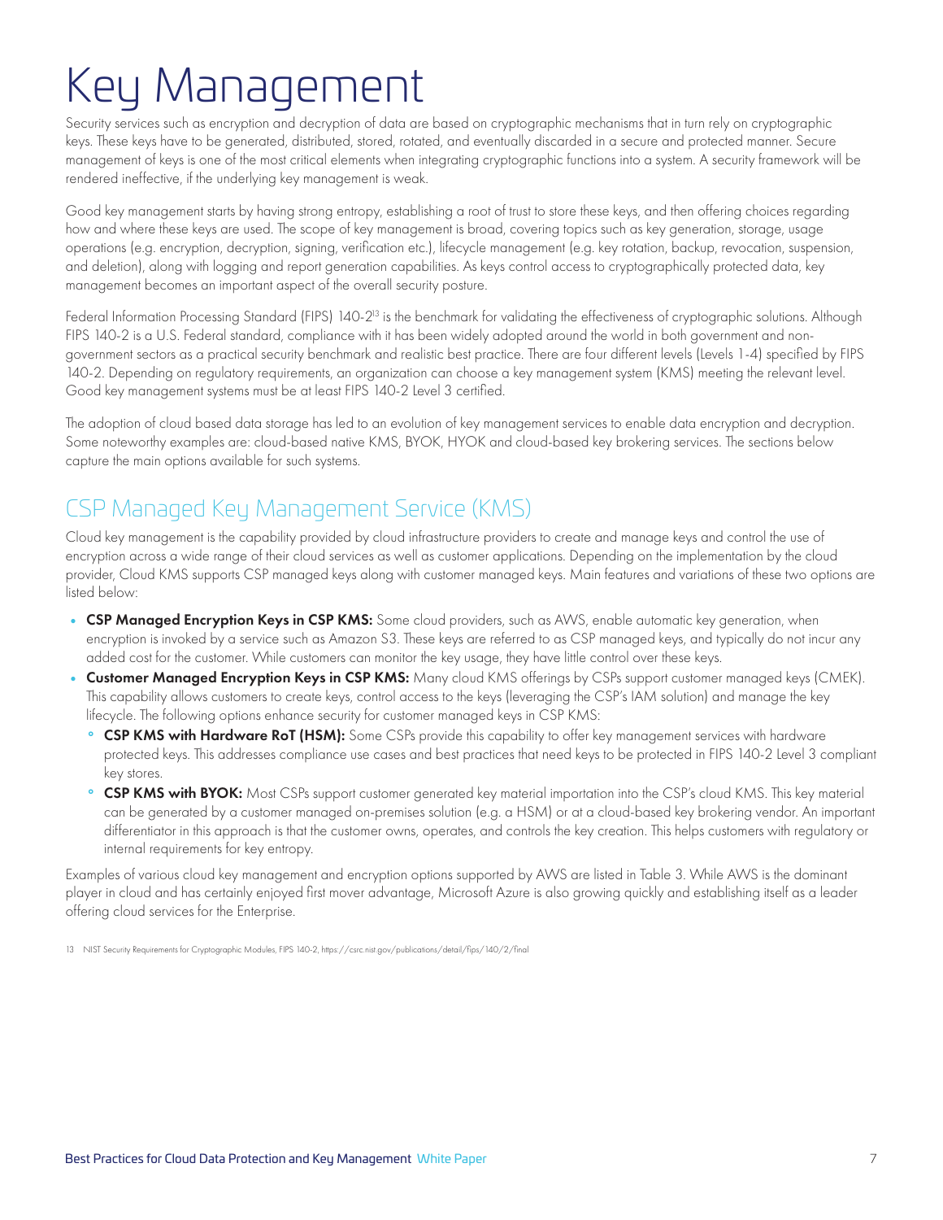# Key Management

Security services such as encryption and decryption of data are based on cryptographic mechanisms that in turn rely on cryptographic keys. These keys have to be generated, distributed, stored, rotated, and eventually discarded in a secure and protected manner. Secure management of keys is one of the most critical elements when integrating cryptographic functions into a system. A security framework will be rendered ineffective, if the underlying key management is weak.

Good key management starts by having strong entropy, establishing a root of trust to store these keys, and then offering choices regarding how and where these keys are used. The scope of key management is broad, covering topics such as key generation, storage, usage operations (e.g. encryption, decryption, signing, verification etc.), lifecycle management (e.g. key rotation, backup, revocation, suspension, and deletion), along with logging and report generation capabilities. As keys control access to cryptographically protected data, key management becomes an important aspect of the overall security posture.

Federal Information Processing Standard (FIPS) 140-2[13] is the benchmark for validating the effectiveness of cryptographic solutions. Although FIPS 140-2 is a U.S. Federal standard, compliance with it has been widely adopted around the world in both government and non-government sectors as a practical security benchmark and realistic best practice. There are four different levels (Levels 1-4) specified by FIPS 140-2. Depending on regulatory requirements, an organization can choose a key management system (KMS) meeting the relevant level. Good key management systems must be at least FIPS 140-2 Level 3 certified.

The adoption of cloud based data storage has led to an evolution of key management services to enable data encryption and decryption. Some noteworthy examples are: cloud-based native KMS, BYOK, HYOK and cloud-based key brokering services. The sections below capture the main options available for such systems.

## CSP Managed Key Management Service (KMS)

Cloud key management is the capability provided by cloud infrastructure providers to create and manage keys and control the use of encryption across a wide range of their cloud services as well as customer applications. Depending on the implementation by the cloud provider, Cloud KMS supports CSP managed keys along with customer managed keys. Main features and variations of these two options are listed below:

- **CSP Managed Encryption Keys in CSP KMS:** Some cloud providers, such as AWS, enable automatic key generation, when encryption is invoked by a service such as Amazon S3. These keys are referred to as CSP managed keys, and typically do not incur any added cost for the customer. While customers can monitor the key usage, they have little control over these keys.
- **Customer Managed Encryption Keys in CSP KMS:** Many cloud KMS offerings by CSPs support customer managed keys (CMEK). This capability allows customers to create keys, control access to the keys (leveraging the CSP's IAM solution) and manage the key lifecycle. The following options enhance security for customer managed keys in CSP KMS:
  - **CSP KMS with Hardware RoT (HSM):** Some CSPs provide this capability to offer key management services with hardware protected keys. This addresses compliance use cases and best practices that need keys to be protected in FIPS 140-2 Level 3 compliant key stores.
  - **CSP KMS with BYOK:** Most CSPs support customer generated key material importation into the CSP's cloud KMS. This key material can be generated by a customer managed on-premises solution (e.g. a HSM) or at a cloud-based key brokering vendor. An important differentiator in this approach is that the customer owns, operates, and controls the key creation. This helps customers with regulatory or internal requirements for key entropy.

Examples of various cloud key management and encryption options supported by AWS are listed in Table 3. While AWS is the dominant player in cloud and has certainly enjoyed first mover advantage, Microsoft Azure is also growing quickly and establishing itself as a leader offering cloud services for the Enterprise.

13 NIST Security Requirements for Cryptographic Modules, FIPS 140-2, https://csrc.nist.gov/publications/detail/fips/140/2/final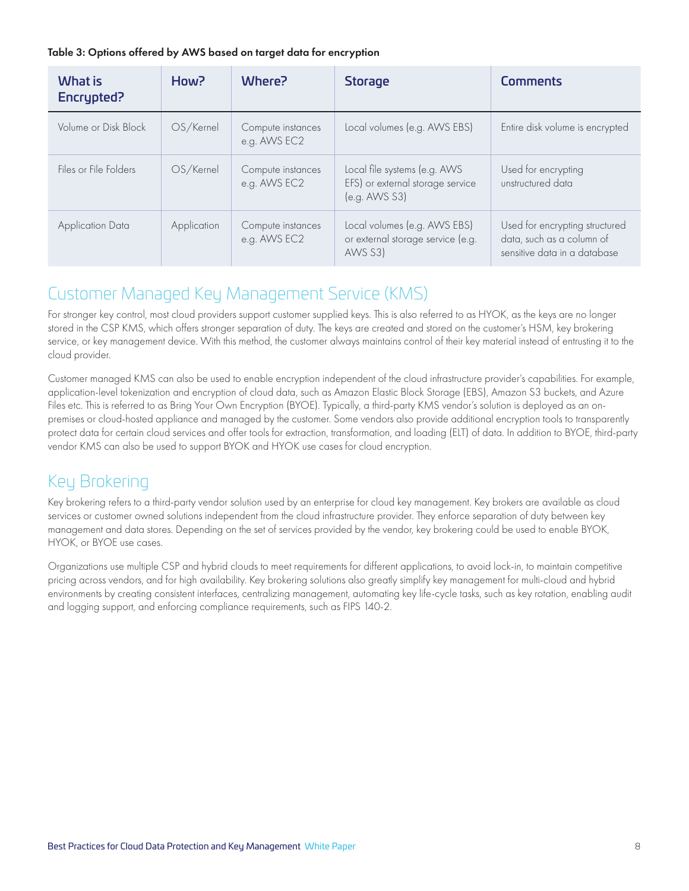**Table 3: Options offered by AWS based on target data for encryption**

| What is Encrypted? | How? | Where? | Storage | Comments |
|---|---|---|---|---|
| Volume or Disk Block | OS/Kernel | Compute instances e.g. AWS EC2 | Local volumes (e.g. AWS EBS) | Entire disk volume is encrypted |
| Files or File Folders | OS/Kernel | Compute instances e.g. AWS EC2 | Local file systems (e.g. AWS EFS) or external storage service (e.g. AWS S3) | Used for encrypting unstructured data |
| Application Data | Application | Compute instances e.g. AWS EC2 | Local volumes (e.g. AWS EBS) or external storage service (e.g. AWS S3) | Used for encrypting structured data, such as a column of sensitive data in a database |

## Customer Managed Key Management Service (KMS)

For stronger key control, most cloud providers support customer supplied keys. This is also referred to as HYOK, as the keys are no longer stored in the CSP KMS, which offers stronger separation of duty. The keys are created and stored on the customer's HSM, key brokering service, or key management device. With this method, the customer always maintains control of their key material instead of entrusting it to the cloud provider.

Customer managed KMS can also be used to enable encryption independent of the cloud infrastructure provider's capabilities. For example, application-level tokenization and encryption of cloud data, such as Amazon Elastic Block Storage (EBS), Amazon S3 buckets, and Azure Files etc. This is referred to as Bring Your Own Encryption (BYOE). Typically, a third-party KMS vendor's solution is deployed as an on-premises or cloud-hosted appliance and managed by the customer. Some vendors also provide additional encryption tools to transparently protect data for certain cloud services and offer tools for extraction, transformation, and loading (ELT) of data. In addition to BYOE, third-party vendor KMS can also be used to support BYOK and HYOK use cases for cloud encryption.

## Key Brokering

Key brokering refers to a third-party vendor solution used by an enterprise for cloud key management. Key brokers are available as cloud services or customer owned solutions independent from the cloud infrastructure provider. They enforce separation of duty between key management and data stores. Depending on the set of services provided by the vendor, key brokering could be used to enable BYOK, HYOK, or BYOE use cases.

Organizations use multiple CSP and hybrid clouds to meet requirements for different applications, to avoid lock-in, to maintain competitive pricing across vendors, and for high availability. Key brokering solutions also greatly simplify key management for multi-cloud and hybrid environments by creating consistent interfaces, centralizing management, automating key life-cycle tasks, such as key rotation, enabling audit and logging support, and enforcing compliance requirements, such as FIPS 140-2.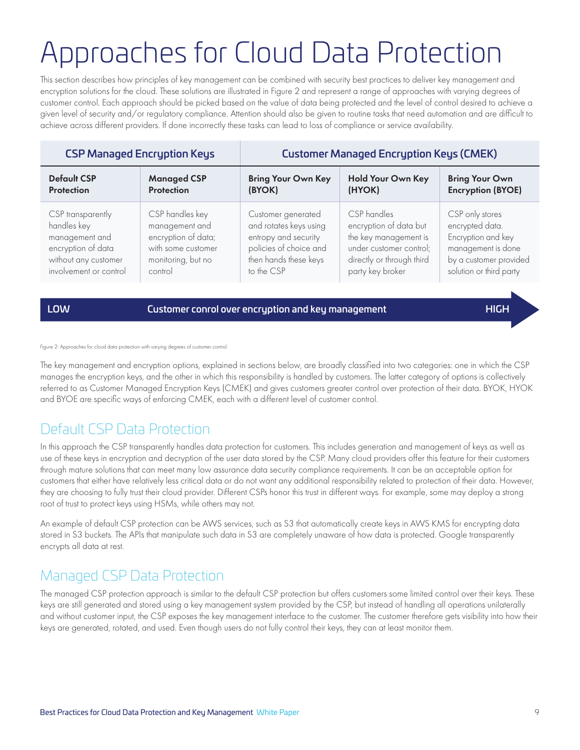# Approaches for Cloud Data Protection

This section describes how principles of key management can be combined with security best practices to deliver key management and encryption solutions for the cloud. These solutions are illustrated in Figure 2 and represent a range of approaches with varying degrees of customer control. Each approach should be picked based on the value of data being protected and the level of control desired to achieve a given level of security and/or regulatory compliance. Attention should also be given to routine tasks that need automation and are difficult to achieve across different providers. If done incorrectly these tasks can lead to loss of compliance or service availability.

| CSP Managed Encryption Keys | | Customer Managed Encryption Keys (CMEK) | | |
|---|---|---|---|---|
| **Default CSP Protection** | **Managed CSP Protection** | **Bring Your Own Key (BYOK)** | **Hold Your Own Key (HYOK)** | **Bring Your Own Encryption (BYOE)** |
| CSP transparently handles key management and encryption of data without any customer involvement or control | CSP handles key management and encryption of data; with some customer monitoring, but no control | Customer generated and rotates keys using entropy and security policies of choice and then hands these keys to the CSP | CSP handles encryption of data but the key management is under customer control; directly or through third party key broker | CSP only stores encrypted data. Encryption and key management is done by a customer provided solution or third party |

**LOW** — **Customer conrol over encryption and key management** — **HIGH**

Figure 2: Approaches for cloud data protection with varying degrees of customer control

The key management and encryption options, explained in sections below, are broadly classified into two categories: one in which the CSP manages the encryption keys, and the other in which this responsibility is handled by customers. The latter category of options is collectively referred to as Customer Managed Encryption Keys (CMEK) and gives customers greater control over protection of their data. BYOK, HYOK and BYOE are specific ways of enforcing CMEK, each with a different level of customer control.

## Default CSP Data Protection

In this approach the CSP transparently handles data protection for customers. This includes generation and management of keys as well as use of these keys in encryption and decryption of the user data stored by the CSP. Many cloud providers offer this feature for their customers through mature solutions that can meet many low assurance data security compliance requirements. It can be an acceptable option for customers that either have relatively less critical data or do not want any additional responsibility related to protection of their data. However, they are choosing to fully trust their cloud provider. Different CSPs honor this trust in different ways. For example, some may deploy a strong root of trust to protect keys using HSMs, while others may not.

An example of default CSP protection can be AWS services, such as S3 that automatically create keys in AWS KMS for encrypting data stored in S3 buckets. The APIs that manipulate such data in S3 are completely unaware of how data is protected. Google transparently encrypts all data at rest.

## Managed CSP Data Protection

The managed CSP protection approach is similar to the default CSP protection but offers customers some limited control over their keys. These keys are still generated and stored using a key management system provided by the CSP, but instead of handling all operations unilaterally and without customer input, the CSP exposes the key management interface to the customer. The customer therefore gets visibility into how their keys are generated, rotated, and used. Even though users do not fully control their keys, they can at least monitor them.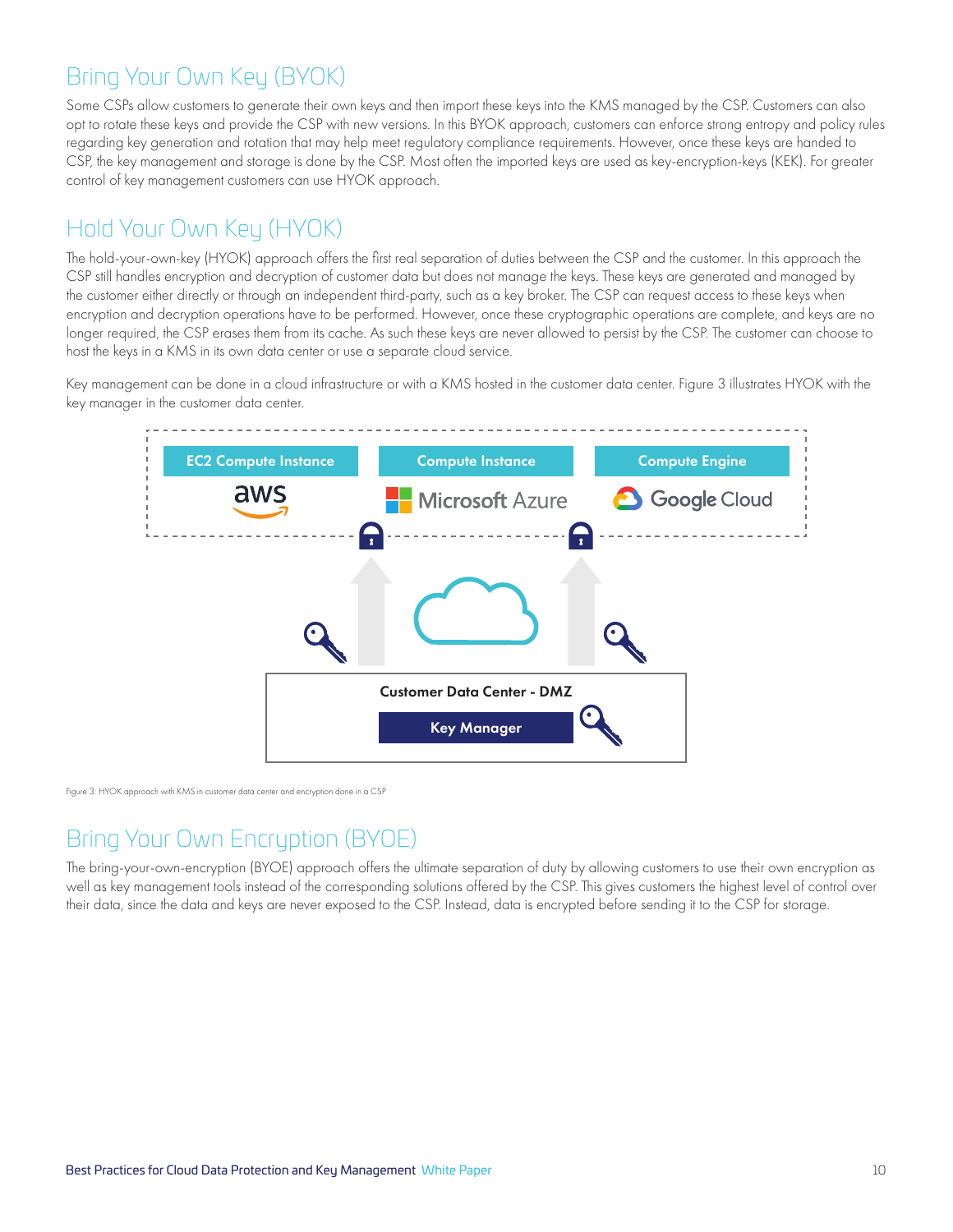## Bring Your Own Key (BYOK)

Some CSPs allow customers to generate their own keys and then import these keys into the KMS managed by the CSP. Customers can also opt to rotate these keys and provide the CSP with new versions. In this BYOK approach, customers can enforce strong entropy and policy rules regarding key generation and rotation that may help meet regulatory compliance requirements. However, once these keys are handed to CSP, the key management and storage is done by the CSP. Most often the imported keys are used as key-encryption-keys (KEK). For greater control of key management customers can use HYOK approach.

## Hold Your Own Key (HYOK)

The hold-your-own-key (HYOK) approach offers the first real separation of duties between the CSP and the customer. In this approach the CSP still handles encryption and decryption of customer data but does not manage the keys. These keys are generated and managed by the customer either directly or through an independent third-party, such as a key broker. The CSP can request access to these keys when encryption and decryption operations have to be performed. However, once these cryptographic operations are complete, and keys are no longer required, the CSP erases them from its cache. As such these keys are never allowed to persist by the CSP. The customer can choose to host the keys in a KMS in its own data center or use a separate cloud service.

Key management can be done in a cloud infrastructure or with a KMS hosted in the customer data center. Figure 3 illustrates HYOK with the key manager in the customer data center.

EC2 Compute Instance — aws | Compute Instance — Microsoft Azure | Compute Engine — Google Cloud

Customer Data Center - DMZ

Key Manager

Figure 3: HYOK approach with KMS in customer data center and encryption done in a CSP

## Bring Your Own Encryption (BYOE)

The bring-your-own-encryption (BYOE) approach offers the ultimate separation of duty by allowing customers to use their own encryption as well as key management tools instead of the corresponding solutions offered by the CSP. This gives customers the highest level of control over their data, since the data and keys are never exposed to the CSP. Instead, data is encrypted before sending it to the CSP for storage.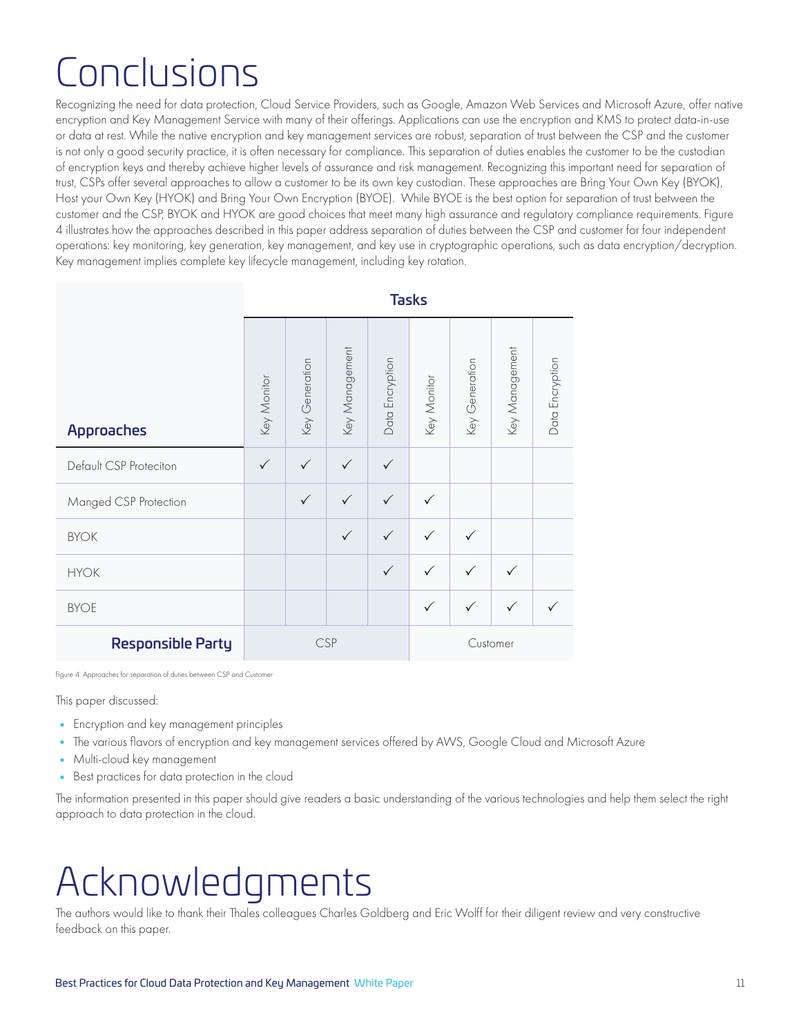// Conclusions

Recognizing the need for data protection, Cloud Service Providers, such as Google, Amazon Web Services and Microsoft Azure, offer native encryption and Key Management Service with many of their offerings. Applications can use the encryption and KMS to protect data-in-use or data at rest. While the native encryption and key management services are robust, separation of trust between the CSP and the customer is not only a good security practice, it is often necessary for compliance. This separation of duties enables the customer to be the custodian of encryption keys and thereby achieve higher levels of assurance and risk management. Recognizing this important need for separation of trust, CSPs offer several approaches to allow a customer to be its own key custodian. These approaches are Bring Your Own Key (BYOK), Host your Own Key (HYOK) and Bring Your Own Encryption (BYOE). While BYOE is the best option for separation of trust between the customer and the CSP, BYOK and HYOK are good choices that meet many high assurance and regulatory compliance requirements. Figure 4 illustrates how the approaches described in this paper address separation of duties between the CSP and customer for four independent operations: key monitoring, key generation, key management, and key use in cryptographic operations, such as data encryption/decryption. Key management implies complete key lifecycle management, including key rotation.

| **Approaches** | **Tasks** | | | | | | | |
|---|---|---|---|---|---|---|---|---|
| | Key Monitor | Key Generation | Key Management | Data Encryption | Key Monitor | Key Generation | Key Management | Data Encryption |
| Default CSP Proteciton | ✓ | ✓ | ✓ | ✓ | | | | |
| Manged CSP Protection | | ✓ | ✓ | ✓ | ✓ | | | |
| BYOK | | | ✓ | ✓ | ✓ | ✓ | | |
| HYOK | | | | ✓ | ✓ | ✓ | ✓ | |
| BYOE | | | | | ✓ | ✓ | ✓ | ✓ |
| **Responsible Party** | CSP | | | | Customer | | | |

Figure 4: Approaches for separation of duties between CSP and Customer

This paper discussed:

- Encryption and key management principles
- The various flavors of encryption and key management services offered by AWS, Google Cloud and Microsoft Azure
- Multi-cloud key management
- Best practices for data protection in the cloud

The information presented in this paper should give readers a basic understanding of the various technologies and help them select the right approach to data protection in the cloud.

# Acknowledgments

The authors would like to thank their Thales colleagues Charles Goldberg and Eric Wolff for their diligent review and very constructive feedback on this paper.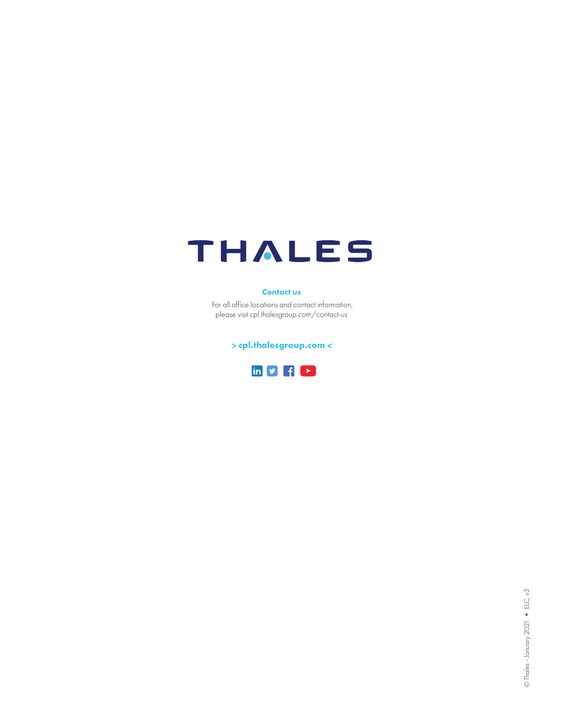THALES

**Contact us**

For all office locations and contact information, please visit cpl.thalesgroup.com/contact-us

**> cpl.thalesgroup.com <**

© Thales - January 2021 • ELC, v3